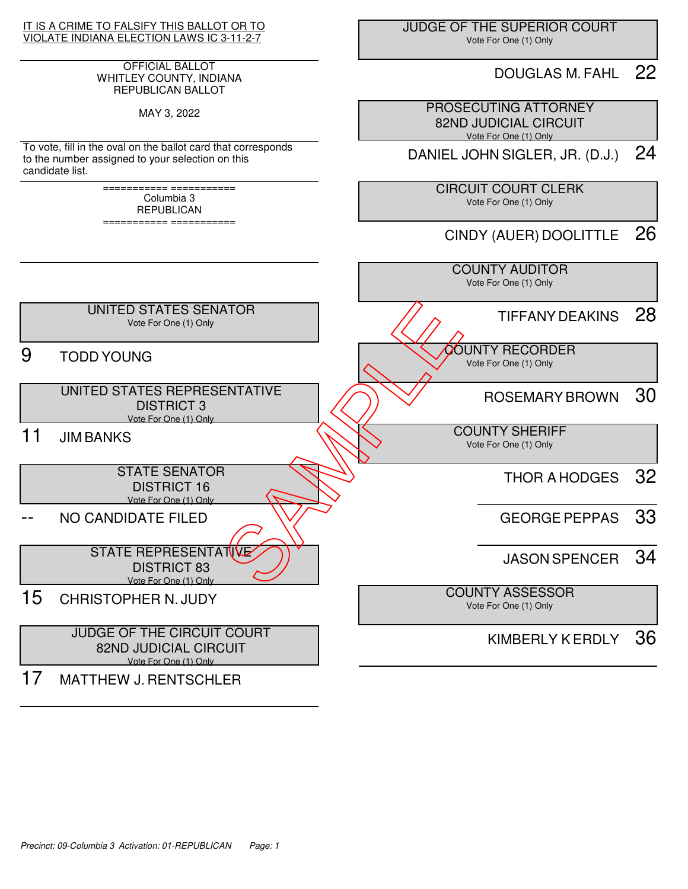IT IS A CRIME TO FALSIFY THIS BALLOT OR TO VIOLATE INDIANA ELECTION LAWS IC 3-11-2-7

OFFICIAL BALLOT
WHITLEY COUNTY, INDIANA
REPUBLICAN BALLOT

MAY 3, 2022

To vote, fill in the oval on the ballot card that corresponds to the number assigned to your selection on this candidate list.

=========== ===========
Columbia 3
REPUBLICAN
=========== ===========

### UNITED STATES SENATOR
Vote For One (1) Only

9 TODD YOUNG

### UNITED STATES REPRESENTATIVE DISTRICT 3
Vote For One (1) Only

11 JIM BANKS

### STATE SENATOR DISTRICT 16
Vote For One (1) Only

-- NO CANDIDATE FILED

### STATE REPRESENTATIVE DISTRICT 83
Vote For One (1) Only

15 CHRISTOPHER N. JUDY

### JUDGE OF THE CIRCUIT COURT 82ND JUDICIAL CIRCUIT
Vote For One (1) Only

17 MATTHEW J. RENTSCHLER

### JUDGE OF THE SUPERIOR COURT
Vote For One (1) Only

DOUGLAS M. FAHL 22

### PROSECUTING ATTORNEY 82ND JUDICIAL CIRCUIT
Vote For One (1) Only

DANIEL JOHN SIGLER, JR. (D.J.) 24

### CIRCUIT COURT CLERK
Vote For One (1) Only

CINDY (AUER) DOOLITTLE 26

### COUNTY AUDITOR
Vote For One (1) Only

TIFFANY DEAKINS 28

### COUNTY RECORDER
Vote For One (1) Only

ROSEMARY BROWN 30

### COUNTY SHERIFF
Vote For One (1) Only

THOR A HODGES 32

GEORGE PEPPAS 33

JASON SPENCER 34

### COUNTY ASSESSOR
Vote For One (1) Only

KIMBERLY K ERDLY 36

SAMPLE

*Precinct: 09-Columbia 3 Activation: 01-REPUBLICAN*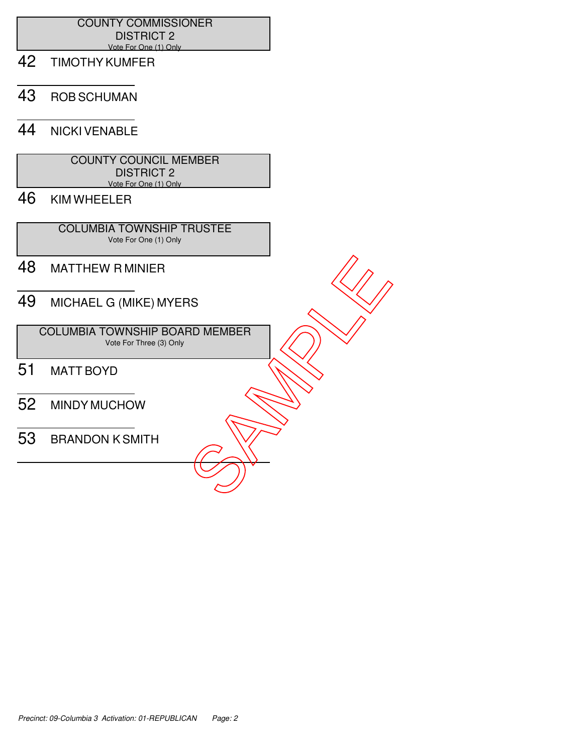## COUNTY COMMISSIONER DISTRICT 2

Vote For One (1) Only

42 TIMOTHY KUMFER

43 ROB SCHUMAN

44 NICKI VENABLE

## COUNTY COUNCIL MEMBER DISTRICT 2

Vote For One (1) Only

46 KIM WHEELER

## COLUMBIA TOWNSHIP TRUSTEE

Vote For One (1) Only

48 MATTHEW R MINIER

49 MICHAEL G (MIKE) MYERS

## COLUMBIA TOWNSHIP BOARD MEMBER

Vote For Three (3) Only

51 MATT BOYD

52 MINDY MUCHOW

53 BRANDON K SMITH

SAMPLE

*Precinct: 09-Columbia 3 Activation: 01-REPUBLICAN*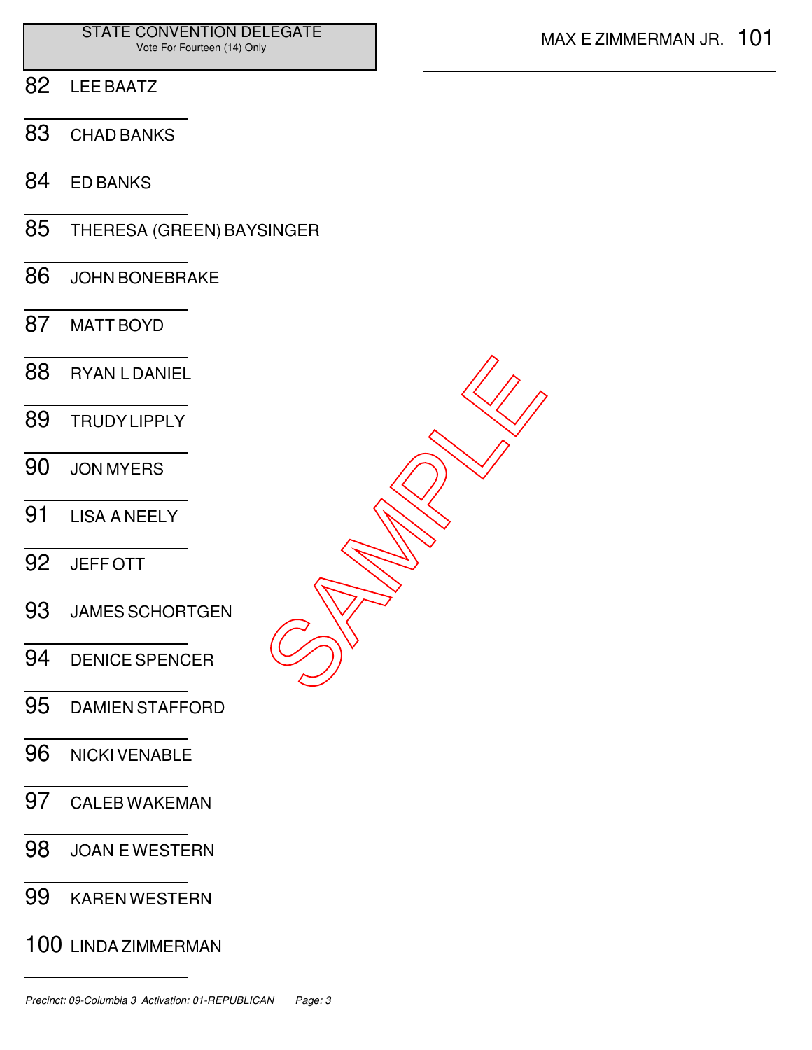**STATE CONVENTION DELEGATE**
Vote For Fourteen (14) Only

82 LEE BAATZ

83 CHAD BANKS

84 ED BANKS

85 THERESA (GREEN) BAYSINGER

86 JOHN BONEBRAKE

87 MATT BOYD

88 RYAN L DANIEL

89 TRUDY LIPPLY

90 JON MYERS

91 LISA A NEELY

92 JEFF OTT

93 JAMES SCHORTGEN

94 DENICE SPENCER

95 DAMIEN STAFFORD

96 NICKI VENABLE

97 CALEB WAKEMAN

98 JOAN E WESTERN

99 KAREN WESTERN

100 LINDA ZIMMERMAN

101 MAX E ZIMMERMAN JR.

SAMPLE

*Precinct: 09-Columbia 3 Activation: 01-REPUBLICAN*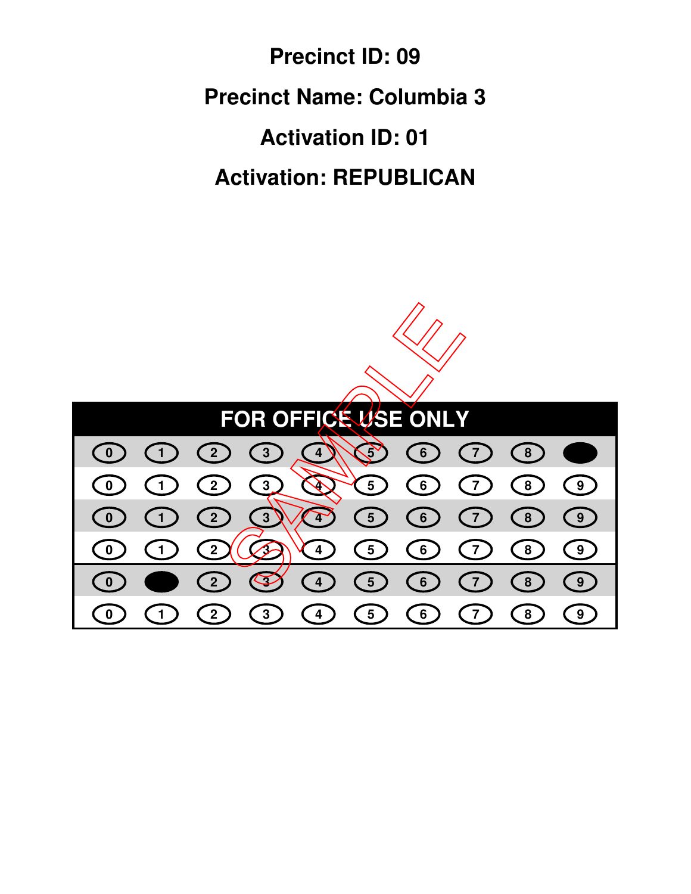**Precinct ID: 09**

**Precinct Name: Columbia 3**

**Activation ID: 01**

**Activation: REPUBLICAN**

SAMPLE

| FOR OFFICE USE ONLY | | | | | | | | | |
|---|---|---|---|---|---|---|---|---|---|
| 0 | 1 | 2 | 3 | 4 | 5 | 6 | 7 | 8 | ● |
| 0 | 1 | 2 | 3 | 4 | 5 | 6 | 7 | 8 | 9 |
| 0 | 1 | 2 | 3 | 4 | 5 | 6 | 7 | 8 | 9 |
| 0 | 1 | 2 | 3 | 4 | 5 | 6 | 7 | 8 | 9 |
| 0 | ● | 2 | 3 | 4 | 5 | 6 | 7 | 8 | 9 |
| 0 | 1 | 2 | 3 | 4 | 5 | 6 | 7 | 8 | 9 |